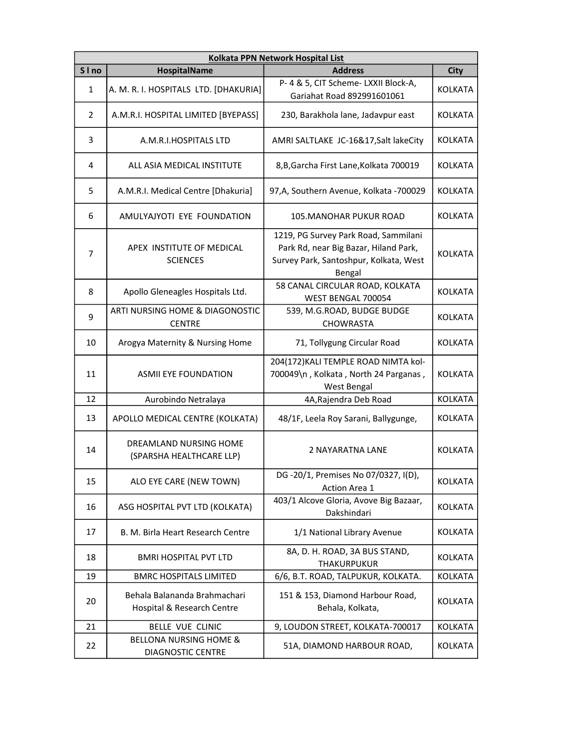| Kolkata PPN Network Hospital List | | | |
|---|---|---|---|
| S l no | HospitalName | Address | City |
| 1 | A. M. R. I. HOSPITALS LTD. [DHAKURIA] | P- 4 & 5, CIT Scheme- LXXII Block-A, Gariahat Road 892991601061 | KOLKATA |
| 2 | A.M.R.I. HOSPITAL LIMITED [BYEPASS] | 230, Barakhola lane, Jadavpur east | KOLKATA |
| 3 | A.M.R.I.HOSPITALS LTD | AMRI SALTLAKE JC-16&17,Salt lakeCity | KOLKATA |
| 4 | ALL ASIA MEDICAL INSTITUTE | 8,B,Garcha First Lane,Kolkata 700019 | KOLKATA |
| 5 | A.M.R.I. Medical Centre [Dhakuria] | 97,A, Southern Avenue, Kolkata -700029 | KOLKATA |
| 6 | AMULYAJYOTI EYE FOUNDATION | 105.MANOHAR PUKUR ROAD | KOLKATA |
| 7 | APEX INSTITUTE OF MEDICAL SCIENCES | 1219, PG Survey Park Road, Sammilani Park Rd, near Big Bazar, Hiland Park, Survey Park, Santoshpur, Kolkata, West Bengal | KOLKATA |
| 8 | Apollo Gleneagles Hospitals Ltd. | 58 CANAL CIRCULAR ROAD, KOLKATA WEST BENGAL 700054 | KOLKATA |
| 9 | ARTI NURSING HOME & DIAGONOSTIC CENTRE | 539, M.G.ROAD, BUDGE BUDGE CHOWRASTA | KOLKATA |
| 10 | Arogya Maternity & Nursing Home | 71, Tollygung Circular Road | KOLKATA |
| 11 | ASMII EYE FOUNDATION | 204(172)KALI TEMPLE ROAD NIMTA kol-700049\n , Kolkata , North 24 Parganas , West Bengal | KOLKATA |
| 12 | Aurobindo Netralaya | 4A,Rajendra Deb Road | KOLKATA |
| 13 | APOLLO MEDICAL CENTRE (KOLKATA) | 48/1F, Leela Roy Sarani, Ballygunge, | KOLKATA |
| 14 | DREAMLAND NURSING HOME (SPARSHA HEALTHCARE LLP) | 2 NAYARATNA LANE | KOLKATA |
| 15 | ALO EYE CARE (NEW TOWN) | DG -20/1, Premises No 07/0327, I(D), Action Area 1 | KOLKATA |
| 16 | ASG HOSPITAL PVT LTD (KOLKATA) | 403/1 Alcove Gloria, Avove Big Bazaar, Dakshindari | KOLKATA |
| 17 | B. M. Birla Heart Research Centre | 1/1 National Library Avenue | KOLKATA |
| 18 | BMRI HOSPITAL PVT LTD | 8A, D. H. ROAD, 3A BUS STAND, THAKURPUKUR | KOLKATA |
| 19 | BMRC HOSPITALS LIMITED | 6/6, B.T. ROAD, TALPUKUR, KOLKATA. | KOLKATA |
| 20 | Behala Balananda Brahmachari Hospital & Research Centre | 151 & 153, Diamond Harbour Road, Behala, Kolkata, | KOLKATA |
| 21 | BELLE VUE CLINIC | 9, LOUDON STREET, KOLKATA-700017 | KOLKATA |
| 22 | BELLONA NURSING HOME & DIAGNOSTIC CENTRE | 51A, DIAMOND HARBOUR ROAD, | KOLKATA |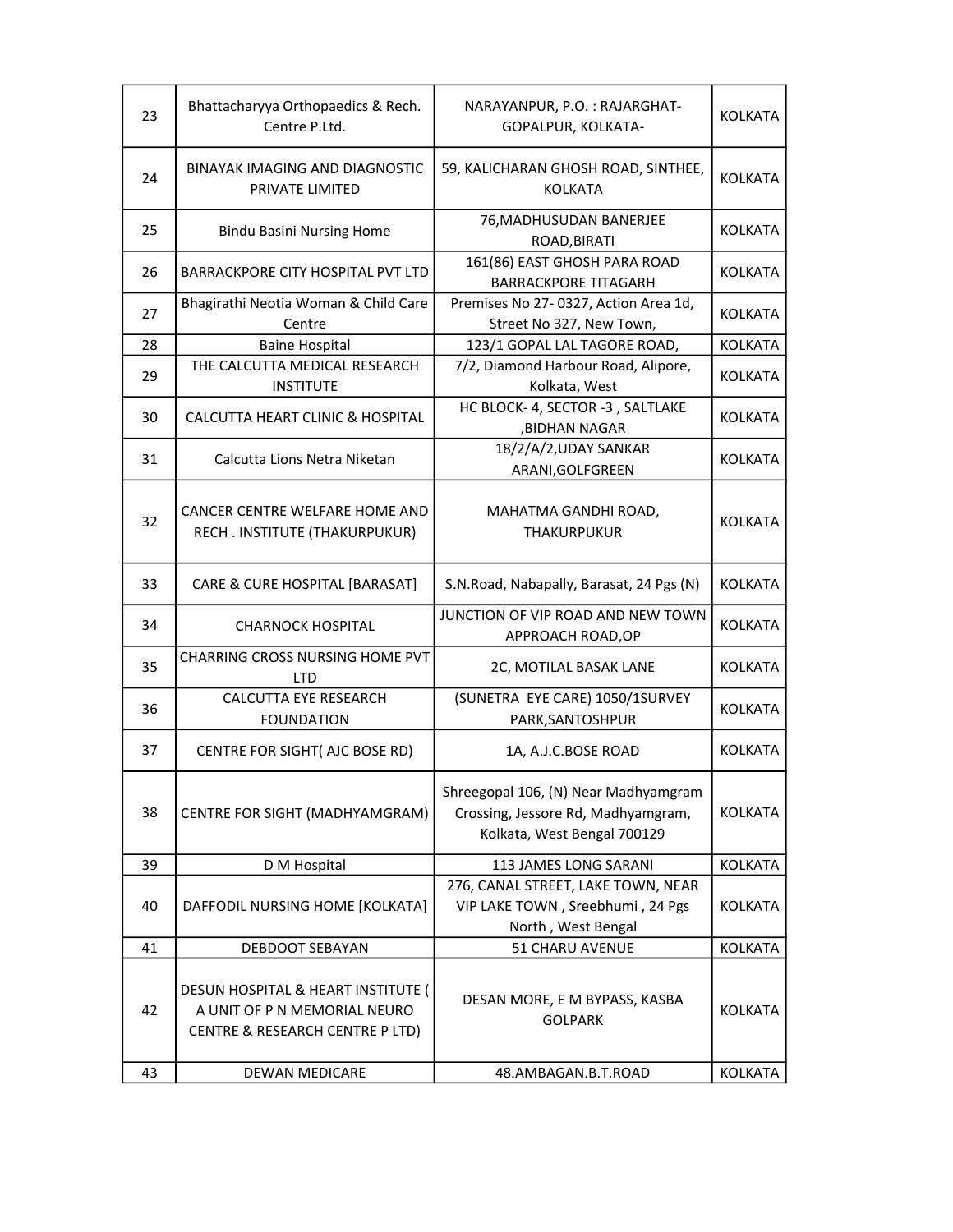| | | | |
|---|---|---|---|
| 23 | Bhattacharyya Orthopaedics & Rech. Centre P.Ltd. | NARAYANPUR, P.O. : RAJARGHAT-GOPALPUR, KOLKATA- | KOLKATA |
| 24 | BINAYAK IMAGING AND DIAGNOSTIC PRIVATE LIMITED | 59, KALICHARAN GHOSH ROAD, SINTHEE, KOLKATA | KOLKATA |
| 25 | Bindu Basini Nursing Home | 76,MADHUSUDAN BANERJEE ROAD,BIRATI | KOLKATA |
| 26 | BARRACKPORE CITY HOSPITAL PVT LTD | 161(86) EAST GHOSH PARA ROAD BARRACKPORE TITAGARH | KOLKATA |
| 27 | Bhagirathi Neotia Woman & Child Care Centre | Premises No 27- 0327, Action Area 1d, Street No 327, New Town, | KOLKATA |
| 28 | Baine Hospital | 123/1 GOPAL LAL TAGORE ROAD, | KOLKATA |
| 29 | THE CALCUTTA MEDICAL RESEARCH INSTITUTE | 7/2, Diamond Harbour Road, Alipore, Kolkata, West | KOLKATA |
| 30 | CALCUTTA HEART CLINIC & HOSPITAL | HC BLOCK- 4, SECTOR -3 , SALTLAKE ,BIDHAN NAGAR | KOLKATA |
| 31 | Calcutta Lions Netra Niketan | 18/2/A/2,UDAY SANKAR ARANI,GOLFGREEN | KOLKATA |
| 32 | CANCER CENTRE WELFARE HOME AND RECH . INSTITUTE (THAKURPUKUR) | MAHATMA GANDHI ROAD, THAKURPUKUR | KOLKATA |
| 33 | CARE & CURE HOSPITAL [BARASAT] | S.N.Road, Nabapally, Barasat, 24 Pgs (N) | KOLKATA |
| 34 | CHARNOCK HOSPITAL | JUNCTION OF VIP ROAD AND NEW TOWN APPROACH ROAD,OP | KOLKATA |
| 35 | CHARRING CROSS NURSING HOME PVT LTD | 2C, MOTILAL BASAK LANE | KOLKATA |
| 36 | CALCUTTA EYE RESEARCH FOUNDATION | (SUNETRA EYE CARE) 1050/1SURVEY PARK,SANTOSHPUR | KOLKATA |
| 37 | CENTRE FOR SIGHT( AJC BOSE RD) | 1A, A.J.C.BOSE ROAD | KOLKATA |
| 38 | CENTRE FOR SIGHT (MADHYAMGRAM) | Shreegopal 106, (N) Near Madhyamgram Crossing, Jessore Rd, Madhyamgram, Kolkata, West Bengal 700129 | KOLKATA |
| 39 | D M Hospital | 113 JAMES LONG SARANI | KOLKATA |
| 40 | DAFFODIL NURSING HOME [KOLKATA] | 276, CANAL STREET, LAKE TOWN, NEAR VIP LAKE TOWN , Sreebhumi , 24 Pgs North , West Bengal | KOLKATA |
| 41 | DEBDOOT SEBAYAN | 51 CHARU AVENUE | KOLKATA |
| 42 | DESUN HOSPITAL & HEART INSTITUTE ( A UNIT OF P N MEMORIAL NEURO CENTRE & RESEARCH CENTRE P LTD) | DESAN MORE, E M BYPASS, KASBA GOLPARK | KOLKATA |
| 43 | DEWAN MEDICARE | 48.AMBAGAN.B.T.ROAD | KOLKATA |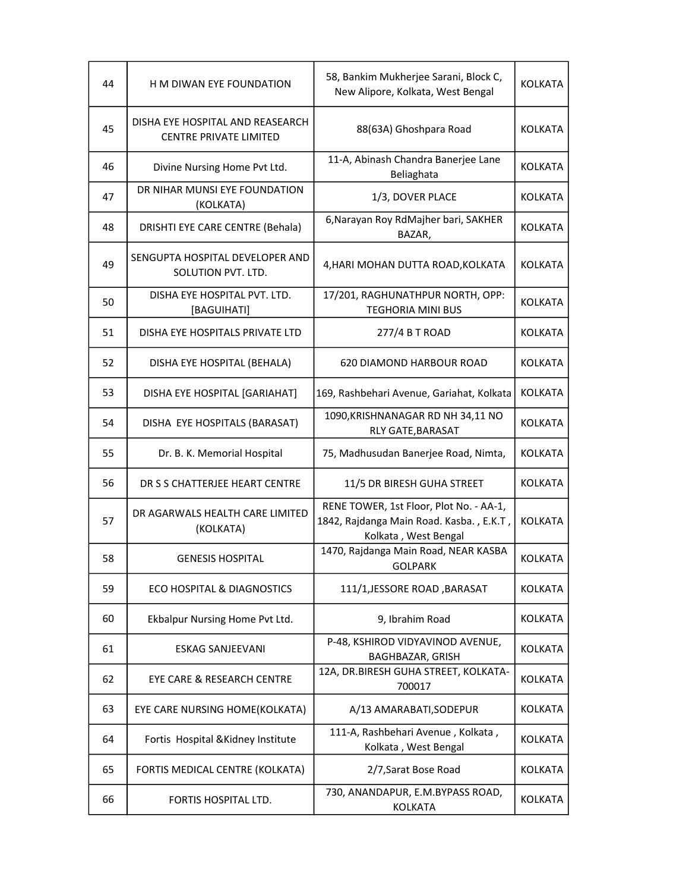| 44 | H M DIWAN EYE FOUNDATION | 58, Bankim Mukherjee Sarani, Block C, New Alipore, Kolkata, West Bengal | KOLKATA |
|---|---|---|---|
| 45 | DISHA EYE HOSPITAL AND REASEARCH CENTRE PRIVATE LIMITED | 88(63A) Ghoshpara Road | KOLKATA |
| 46 | Divine Nursing Home Pvt Ltd. | 11-A, Abinash Chandra Banerjee Lane Beliaghata | KOLKATA |
| 47 | DR NIHAR MUNSI EYE FOUNDATION (KOLKATA) | 1/3, DOVER PLACE | KOLKATA |
| 48 | DRISHTI EYE CARE CENTRE (Behala) | 6,Narayan Roy RdMajher bari, SAKHER BAZAR, | KOLKATA |
| 49 | SENGUPTA HOSPITAL DEVELOPER AND SOLUTION PVT. LTD. | 4,HARI MOHAN DUTTA ROAD,KOLKATA | KOLKATA |
| 50 | DISHA EYE HOSPITAL PVT. LTD. [BAGUIHATI] | 17/201, RAGHUNATHPUR NORTH, OPP: TEGHORIA MINI BUS | KOLKATA |
| 51 | DISHA EYE HOSPITALS PRIVATE LTD | 277/4 B T ROAD | KOLKATA |
| 52 | DISHA EYE HOSPITAL (BEHALA) | 620 DIAMOND HARBOUR ROAD | KOLKATA |
| 53 | DISHA EYE HOSPITAL [GARIAHAT] | 169, Rashbehari Avenue, Gariahat, Kolkata | KOLKATA |
| 54 | DISHA EYE HOSPITALS (BARASAT) | 1090,KRISHNANAGAR RD NH 34,11 NO RLY GATE,BARASAT | KOLKATA |
| 55 | Dr. B. K. Memorial Hospital | 75, Madhusudan Banerjee Road, Nimta, | KOLKATA |
| 56 | DR S S CHATTERJEE HEART CENTRE | 11/5 DR BIRESH GUHA STREET | KOLKATA |
| 57 | DR AGARWALS HEALTH CARE LIMITED (KOLKATA) | RENE TOWER, 1st Floor, Plot No. - AA-1, 1842, Rajdanga Main Road. Kasba. , E.K.T , Kolkata , West Bengal | KOLKATA |
| 58 | GENESIS HOSPITAL | 1470, Rajdanga Main Road, NEAR KASBA GOLPARK | KOLKATA |
| 59 | ECO HOSPITAL & DIAGNOSTICS | 111/1,JESSORE ROAD ,BARASAT | KOLKATA |
| 60 | Ekbalpur Nursing Home Pvt Ltd. | 9, Ibrahim Road | KOLKATA |
| 61 | ESKAG SANJEEVANI | P-48, KSHIROD VIDYAVINOD AVENUE, BAGHBAZAR, GRISH | KOLKATA |
| 62 | EYE CARE & RESEARCH CENTRE | 12A, DR.BIRESH GUHA STREET, KOLKATA-700017 | KOLKATA |
| 63 | EYE CARE NURSING HOME(KOLKATA) | A/13 AMARABATI,SODEPUR | KOLKATA |
| 64 | Fortis Hospital &Kidney Institute | 111-A, Rashbehari Avenue , Kolkata , Kolkata , West Bengal | KOLKATA |
| 65 | FORTIS MEDICAL CENTRE (KOLKATA) | 2/7,Sarat Bose Road | KOLKATA |
| 66 | FORTIS HOSPITAL LTD. | 730, ANANDAPUR, E.M.BYPASS ROAD, KOLKATA | KOLKATA |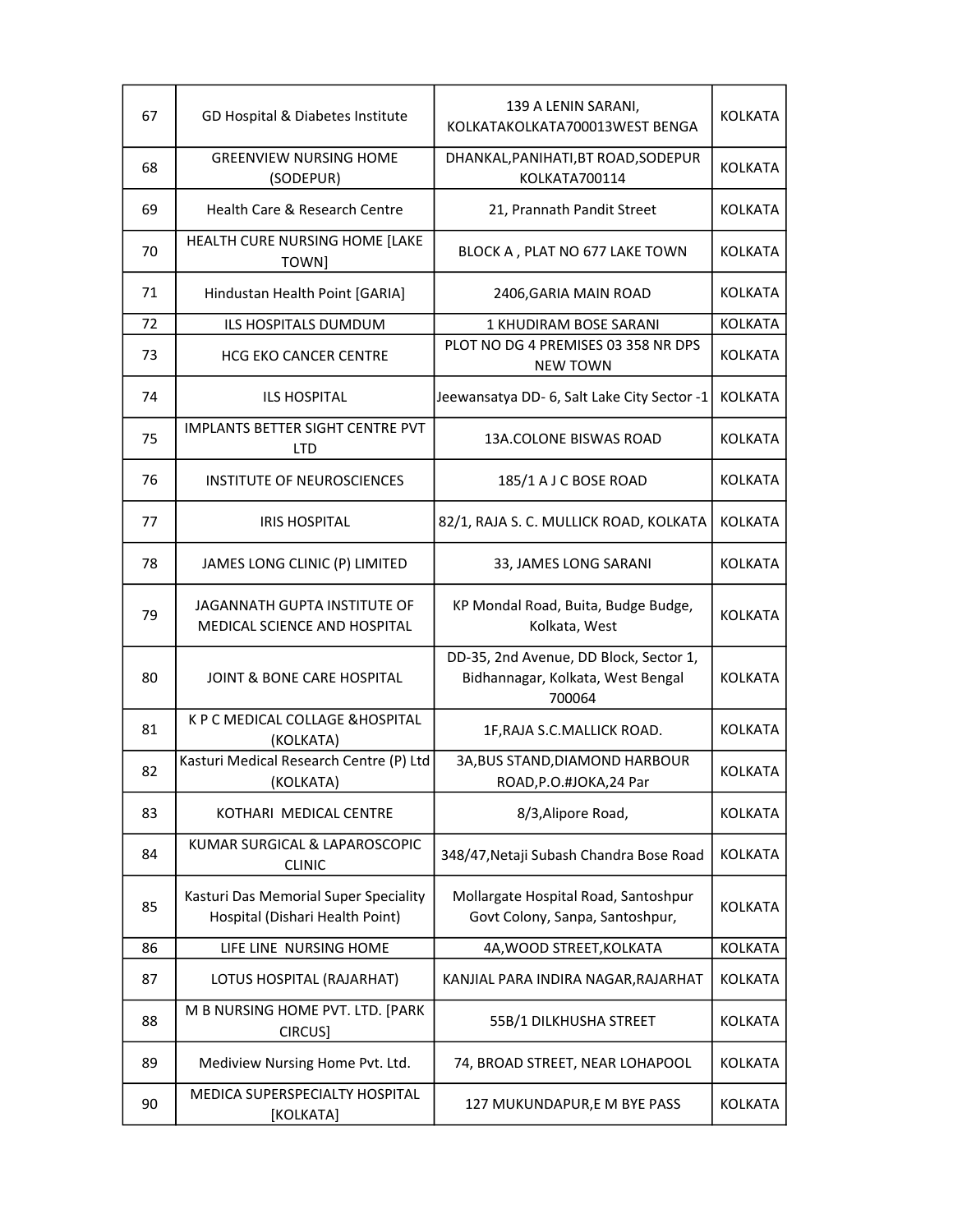| 67 | GD Hospital & Diabetes Institute | 139 A LENIN SARANI, KOLKATAKOLKATA700013WEST BENGA | KOLKATA |
|---|---|---|---|
| 68 | GREENVIEW NURSING HOME (SODEPUR) | DHANKAL,PANIHATI,BT ROAD,SODEPUR KOLKATA700114 | KOLKATA |
| 69 | Health Care & Research Centre | 21, Prannath Pandit Street | KOLKATA |
| 70 | HEALTH CURE NURSING HOME [LAKE TOWN] | BLOCK A , PLAT NO 677 LAKE TOWN | KOLKATA |
| 71 | Hindustan Health Point [GARIA] | 2406,GARIA MAIN ROAD | KOLKATA |
| 72 | ILS HOSPITALS DUMDUM | 1 KHUDIRAM BOSE SARANI | KOLKATA |
| 73 | HCG EKO CANCER CENTRE | PLOT NO DG 4 PREMISES 03 358 NR DPS NEW TOWN | KOLKATA |
| 74 | ILS HOSPITAL | Jeewansatya DD- 6, Salt Lake City Sector -1 | KOLKATA |
| 75 | IMPLANTS BETTER SIGHT CENTRE PVT LTD | 13A.COLONE BISWAS ROAD | KOLKATA |
| 76 | INSTITUTE OF NEUROSCIENCES | 185/1 A J C BOSE ROAD | KOLKATA |
| 77 | IRIS HOSPITAL | 82/1, RAJA S. C. MULLICK ROAD, KOLKATA | KOLKATA |
| 78 | JAMES LONG CLINIC (P) LIMITED | 33, JAMES LONG SARANI | KOLKATA |
| 79 | JAGANNATH GUPTA INSTITUTE OF MEDICAL SCIENCE AND HOSPITAL | KP Mondal Road, Buita, Budge Budge, Kolkata, West | KOLKATA |
| 80 | JOINT & BONE CARE HOSPITAL | DD-35, 2nd Avenue, DD Block, Sector 1, Bidhannagar, Kolkata, West Bengal 700064 | KOLKATA |
| 81 | K P C MEDICAL COLLAGE &HOSPITAL (KOLKATA) | 1F,RAJA S.C.MALLICK ROAD. | KOLKATA |
| 82 | Kasturi Medical Research Centre (P) Ltd (KOLKATA) | 3A,BUS STAND,DIAMOND HARBOUR ROAD,P.O.#JOKA,24 Par | KOLKATA |
| 83 | KOTHARI MEDICAL CENTRE | 8/3,Alipore Road, | KOLKATA |
| 84 | KUMAR SURGICAL & LAPAROSCOPIC CLINIC | 348/47,Netaji Subash Chandra Bose Road | KOLKATA |
| 85 | Kasturi Das Memorial Super Speciality Hospital (Dishari Health Point) | Mollargate Hospital Road, Santoshpur Govt Colony, Sanpa, Santoshpur, | KOLKATA |
| 86 | LIFE LINE NURSING HOME | 4A,WOOD STREET,KOLKATA | KOLKATA |
| 87 | LOTUS HOSPITAL (RAJARHAT) | KANJIAL PARA INDIRA NAGAR,RAJARHAT | KOLKATA |
| 88 | M B NURSING HOME PVT. LTD. [PARK CIRCUS] | 55B/1 DILKHUSHA STREET | KOLKATA |
| 89 | Mediview Nursing Home Pvt. Ltd. | 74, BROAD STREET, NEAR LOHAPOOL | KOLKATA |
| 90 | MEDICA SUPERSPECIALTY HOSPITAL [KOLKATA] | 127 MUKUNDAPUR,E M BYE PASS | KOLKATA |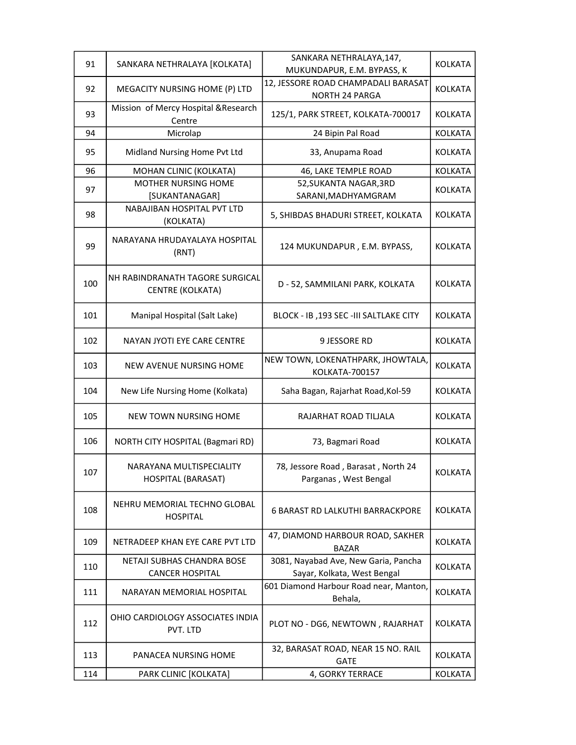| 91 | SANKARA NETHRALAYA [KOLKATA] | SANKARA NETHRALAYA,147, MUKUNDAPUR, E.M. BYPASS, K | KOLKATA |
|---|---|---|---|
| 92 | MEGACITY NURSING HOME (P) LTD | 12, JESSORE ROAD CHAMPADALI BARASAT NORTH 24 PARGA | KOLKATA |
| 93 | Mission of Mercy Hospital &Research Centre | 125/1, PARK STREET, KOLKATA-700017 | KOLKATA |
| 94 | Microlap | 24 Bipin Pal Road | KOLKATA |
| 95 | Midland Nursing Home Pvt Ltd | 33, Anupama Road | KOLKATA |
| 96 | MOHAN CLINIC (KOLKATA) | 46, LAKE TEMPLE ROAD | KOLKATA |
| 97 | MOTHER NURSING HOME [SUKANTANAGAR] | 52,SUKANTA NAGAR,3RD SARANI,MADHYAMGRAM | KOLKATA |
| 98 | NABAJIBAN HOSPITAL PVT LTD (KOLKATA) | 5, SHIBDAS BHADURI STREET, KOLKATA | KOLKATA |
| 99 | NARAYANA HRUDAYALAYA HOSPITAL (RNT) | 124 MUKUNDAPUR , E.M. BYPASS, | KOLKATA |
| 100 | NH RABINDRANATH TAGORE SURGICAL CENTRE (KOLKATA) | D - 52, SAMMILANI PARK, KOLKATA | KOLKATA |
| 101 | Manipal Hospital (Salt Lake) | BLOCK - IB ,193 SEC -III SALTLAKE CITY | KOLKATA |
| 102 | NAYAN JYOTI EYE CARE CENTRE | 9 JESSORE RD | KOLKATA |
| 103 | NEW AVENUE NURSING HOME | NEW TOWN, LOKENATHPARK, JHOWTALA, KOLKATA-700157 | KOLKATA |
| 104 | New Life Nursing Home (Kolkata) | Saha Bagan, Rajarhat Road,Kol-59 | KOLKATA |
| 105 | NEW TOWN NURSING HOME | RAJARHAT ROAD TILJALA | KOLKATA |
| 106 | NORTH CITY HOSPITAL (Bagmari RD) | 73, Bagmari Road | KOLKATA |
| 107 | NARAYANA MULTISPECIALITY HOSPITAL (BARASAT) | 78, Jessore Road , Barasat , North 24 Parganas , West Bengal | KOLKATA |
| 108 | NEHRU MEMORIAL TECHNO GLOBAL HOSPITAL | 6 BARAST RD LALKUTHI BARRACKPORE | KOLKATA |
| 109 | NETRADEEP KHAN EYE CARE PVT LTD | 47, DIAMOND HARBOUR ROAD, SAKHER BAZAR | KOLKATA |
| 110 | NETAJI SUBHAS CHANDRA BOSE CANCER HOSPITAL | 3081, Nayabad Ave, New Garia, Pancha Sayar, Kolkata, West Bengal | KOLKATA |
| 111 | NARAYAN MEMORIAL HOSPITAL | 601 Diamond Harbour Road near, Manton, Behala, | KOLKATA |
| 112 | OHIO CARDIOLOGY ASSOCIATES INDIA PVT. LTD | PLOT NO - DG6, NEWTOWN , RAJARHAT | KOLKATA |
| 113 | PANACEA NURSING HOME | 32, BARASAT ROAD, NEAR 15 NO. RAIL GATE | KOLKATA |
| 114 | PARK CLINIC [KOLKATA] | 4, GORKY TERRACE | KOLKATA |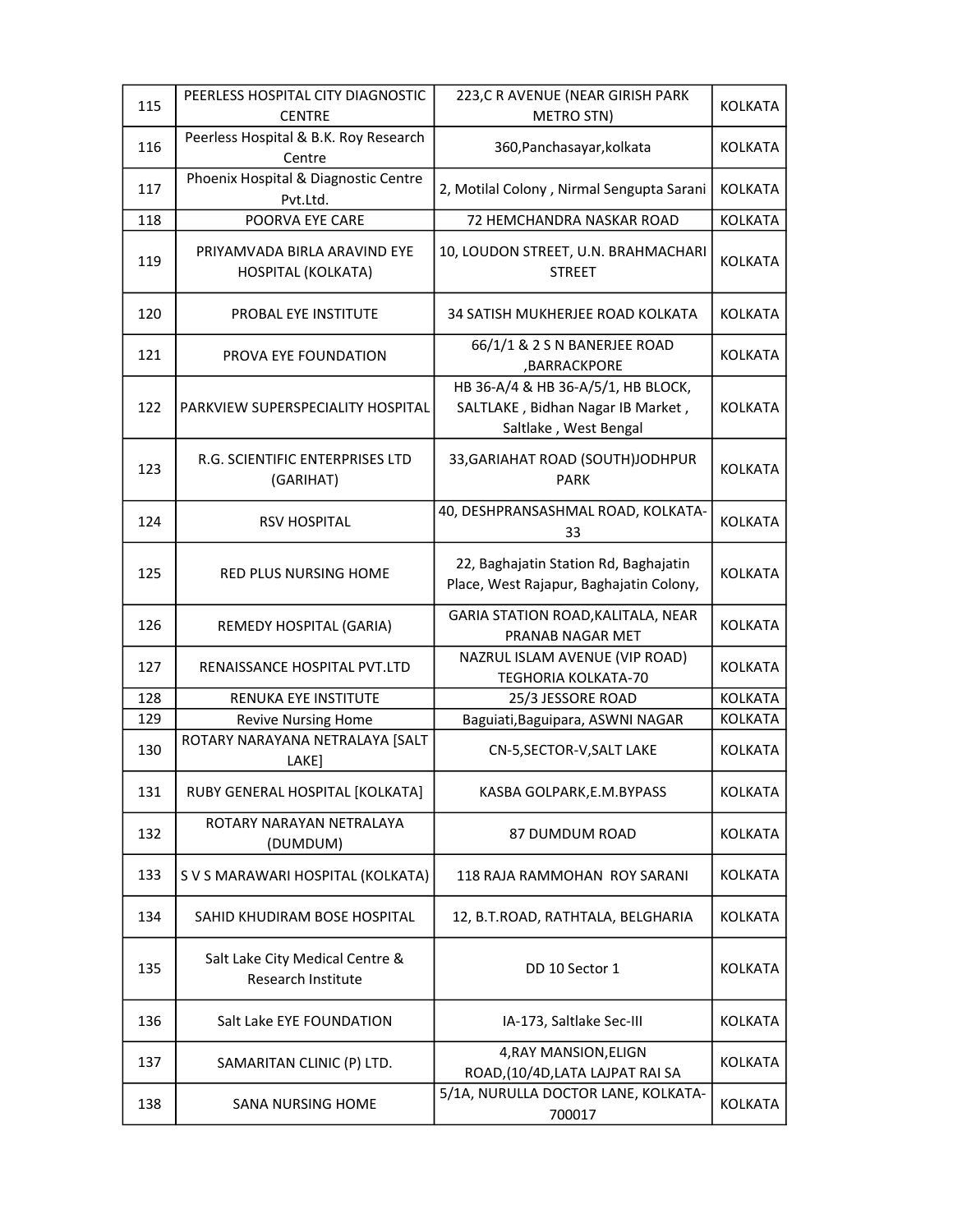| 115 | PEERLESS HOSPITAL CITY DIAGNOSTIC CENTRE | 223,C R AVENUE (NEAR GIRISH PARK METRO STN) | KOLKATA |
|---|---|---|---|
| 116 | Peerless Hospital & B.K. Roy Research Centre | 360,Panchasayar,kolkata | KOLKATA |
| 117 | Phoenix Hospital & Diagnostic Centre Pvt.Ltd. | 2, Motilal Colony , Nirmal Sengupta Sarani | KOLKATA |
| 118 | POORVA EYE CARE | 72 HEMCHANDRA NASKAR ROAD | KOLKATA |
| 119 | PRIYAMVADA BIRLA ARAVIND EYE HOSPITAL (KOLKATA) | 10, LOUDON STREET, U.N. BRAHMACHARI STREET | KOLKATA |
| 120 | PROBAL EYE INSTITUTE | 34 SATISH MUKHERJEE ROAD KOLKATA | KOLKATA |
| 121 | PROVA EYE FOUNDATION | 66/1/1 & 2 S N BANERJEE ROAD ,BARRACKPORE | KOLKATA |
| 122 | PARKVIEW SUPERSPECIALITY HOSPITAL | HB 36-A/4 & HB 36-A/5/1, HB BLOCK, SALTLAKE , Bidhan Nagar IB Market , Saltlake , West Bengal | KOLKATA |
| 123 | R.G. SCIENTIFIC ENTERPRISES LTD (GARIHAT) | 33,GARIAHAT ROAD (SOUTH)JODHPUR PARK | KOLKATA |
| 124 | RSV HOSPITAL | 40, DESHPRANSASHMAL ROAD, KOLKATA-33 | KOLKATA |
| 125 | RED PLUS NURSING HOME | 22, Baghajatin Station Rd, Baghajatin Place, West Rajapur, Baghajatin Colony, | KOLKATA |
| 126 | REMEDY HOSPITAL (GARIA) | GARIA STATION ROAD,KALITALA, NEAR PRANAB NAGAR MET | KOLKATA |
| 127 | RENAISSANCE HOSPITAL PVT.LTD | NAZRUL ISLAM AVENUE (VIP ROAD) TEGHORIA KOLKATA-70 | KOLKATA |
| 128 | RENUKA EYE INSTITUTE | 25/3 JESSORE ROAD | KOLKATA |
| 129 | Revive Nursing Home | Baguiati,Baguipara, ASWNI NAGAR | KOLKATA |
| 130 | ROTARY NARAYANA NETRALAYA [SALT LAKE] | CN-5,SECTOR-V,SALT LAKE | KOLKATA |
| 131 | RUBY GENERAL HOSPITAL [KOLKATA] | KASBA GOLPARK,E.M.BYPASS | KOLKATA |
| 132 | ROTARY NARAYAN NETRALAYA (DUMDUM) | 87 DUMDUM ROAD | KOLKATA |
| 133 | S V S MARAWARI HOSPITAL (KOLKATA) | 118 RAJA RAMMOHAN ROY SARANI | KOLKATA |
| 134 | SAHID KHUDIRAM BOSE HOSPITAL | 12, B.T.ROAD, RATHTALA, BELGHARIA | KOLKATA |
| 135 | Salt Lake City Medical Centre & Research Institute | DD 10 Sector 1 | KOLKATA |
| 136 | Salt Lake EYE FOUNDATION | IA-173, Saltlake Sec-III | KOLKATA |
| 137 | SAMARITAN CLINIC (P) LTD. | 4,RAY MANSION,ELIGN ROAD,(10/4D,LATA LAJPAT RAI SA | KOLKATA |
| 138 | SANA NURSING HOME | 5/1A, NURULLA DOCTOR LANE, KOLKATA-700017 | KOLKATA |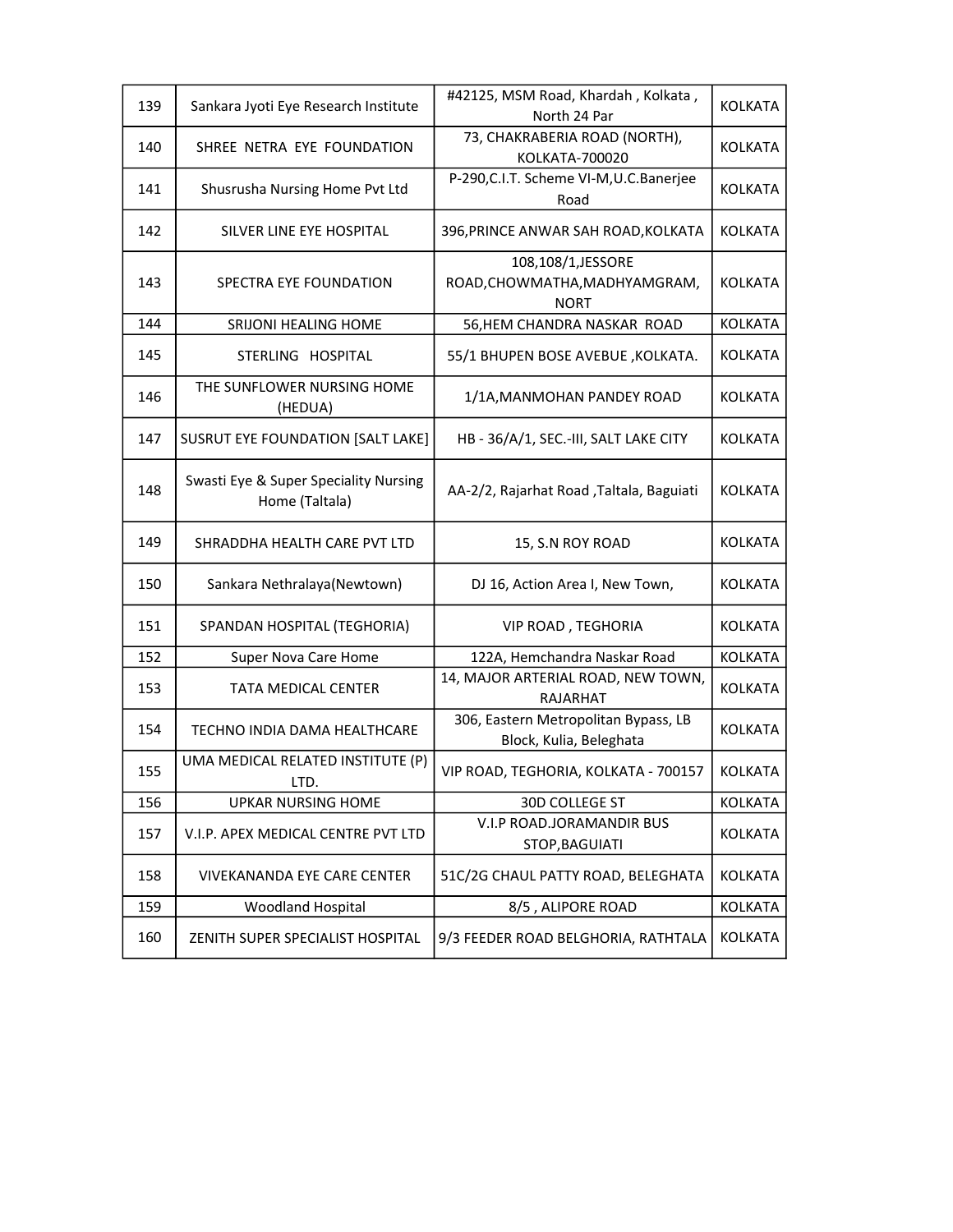| | | | |
|---|---|---|---|
| 139 | Sankara Jyoti Eye Research Institute | #42125, MSM Road, Khardah , Kolkata , North 24 Par | KOLKATA |
| 140 | SHREE NETRA EYE FOUNDATION | 73, CHAKRABERIA ROAD (NORTH), KOLKATA-700020 | KOLKATA |
| 141 | Shusrusha Nursing Home Pvt Ltd | P-290,C.I.T. Scheme VI-M,U.C.Banerjee Road | KOLKATA |
| 142 | SILVER LINE EYE HOSPITAL | 396,PRINCE ANWAR SAH ROAD,KOLKATA | KOLKATA |
| 143 | SPECTRA EYE FOUNDATION | 108,108/1,JESSORE ROAD,CHOWMATHA,MADHYAMGRAM, NORT | KOLKATA |
| 144 | SRIJONI HEALING HOME | 56,HEM CHANDRA NASKAR ROAD | KOLKATA |
| 145 | STERLING HOSPITAL | 55/1 BHUPEN BOSE AVEBUE ,KOLKATA. | KOLKATA |
| 146 | THE SUNFLOWER NURSING HOME (HEDUA) | 1/1A,MANMOHAN PANDEY ROAD | KOLKATA |
| 147 | SUSRUT EYE FOUNDATION [SALT LAKE] | HB - 36/A/1, SEC.-III, SALT LAKE CITY | KOLKATA |
| 148 | Swasti Eye & Super Speciality Nursing Home (Taltala) | AA-2/2, Rajarhat Road ,Taltala, Baguiati | KOLKATA |
| 149 | SHRADDHA HEALTH CARE PVT LTD | 15, S.N ROY ROAD | KOLKATA |
| 150 | Sankara Nethralaya(Newtown) | DJ 16, Action Area I, New Town, | KOLKATA |
| 151 | SPANDAN HOSPITAL (TEGHORIA) | VIP ROAD , TEGHORIA | KOLKATA |
| 152 | Super Nova Care Home | 122A, Hemchandra Naskar Road | KOLKATA |
| 153 | TATA MEDICAL CENTER | 14, MAJOR ARTERIAL ROAD, NEW TOWN, RAJARHAT | KOLKATA |
| 154 | TECHNO INDIA DAMA HEALTHCARE | 306, Eastern Metropolitan Bypass, LB Block, Kulia, Beleghata | KOLKATA |
| 155 | UMA MEDICAL RELATED INSTITUTE (P) LTD. | VIP ROAD, TEGHORIA, KOLKATA - 700157 | KOLKATA |
| 156 | UPKAR NURSING HOME | 30D COLLEGE ST | KOLKATA |
| 157 | V.I.P. APEX MEDICAL CENTRE PVT LTD | V.I.P ROAD.JORAMANDIR BUS STOP,BAGUIATI | KOLKATA |
| 158 | VIVEKANANDA EYE CARE CENTER | 51C/2G CHAUL PATTY ROAD, BELEGHATA | KOLKATA |
| 159 | Woodland Hospital | 8/5 , ALIPORE ROAD | KOLKATA |
| 160 | ZENITH SUPER SPECIALIST HOSPITAL | 9/3 FEEDER ROAD BELGHORIA, RATHTALA | KOLKATA |